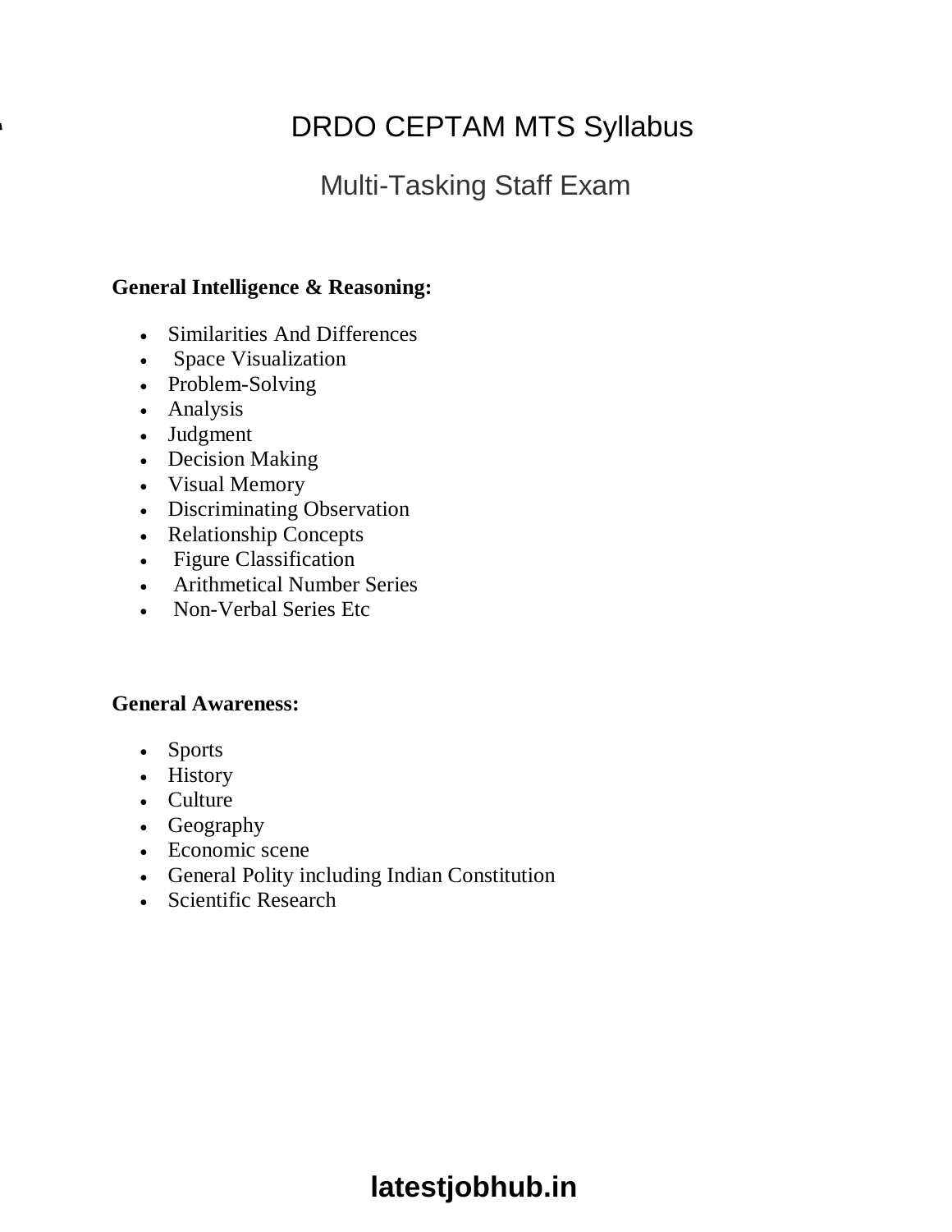# DRDO CEPTAM MTS Syllabus

## Multi-Tasking Staff Exam

**General Intelligence & Reasoning:**

- Similarities And Differences
- Space Visualization
- Problem-Solving
- Analysis
- Judgment
- Decision Making
- Visual Memory
- Discriminating Observation
- Relationship Concepts
- Figure Classification
- Arithmetical Number Series
- Non-Verbal Series Etc

**General Awareness:**

- Sports
- History
- Culture
- Geography
- Economic scene
- General Polity including Indian Constitution
- Scientific Research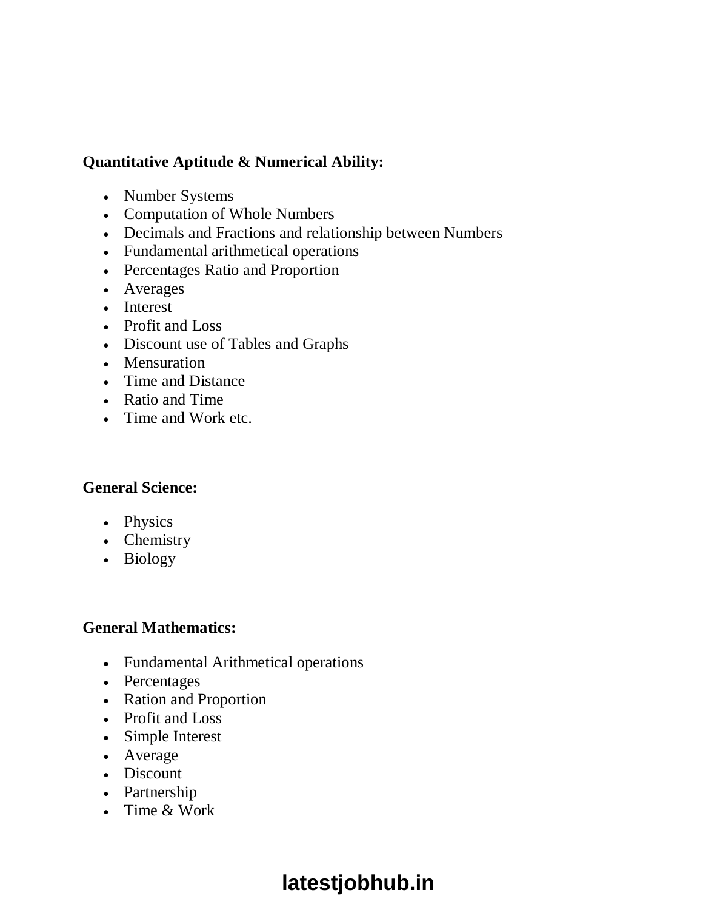**Quantitative Aptitude & Numerical Ability:**

- Number Systems
- Computation of Whole Numbers
- Decimals and Fractions and relationship between Numbers
- Fundamental arithmetical operations
- Percentages Ratio and Proportion
- Averages
- Interest
- Profit and Loss
- Discount use of Tables and Graphs
- Mensuration
- Time and Distance
- Ratio and Time
- Time and Work etc.

**General Science:**

- Physics
- Chemistry
- Biology

**General Mathematics:**

- Fundamental Arithmetical operations
- Percentages
- Ration and Proportion
- Profit and Loss
- Simple Interest
- Average
- Discount
- Partnership
- Time & Work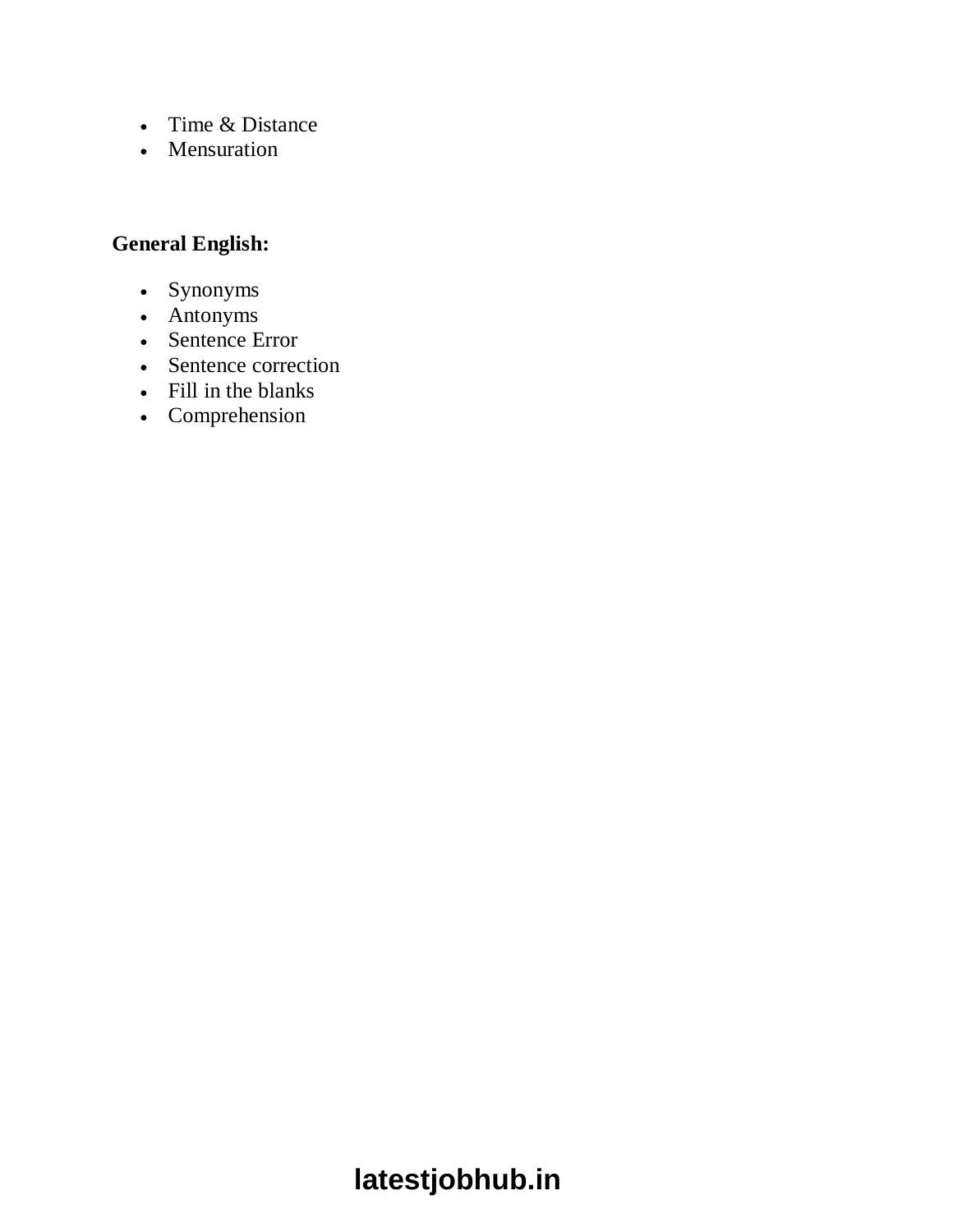- Time & Distance
- Mensuration

**General English:**

- Synonyms
- Antonyms
- Sentence Error
- Sentence correction
- Fill in the blanks
- Comprehension